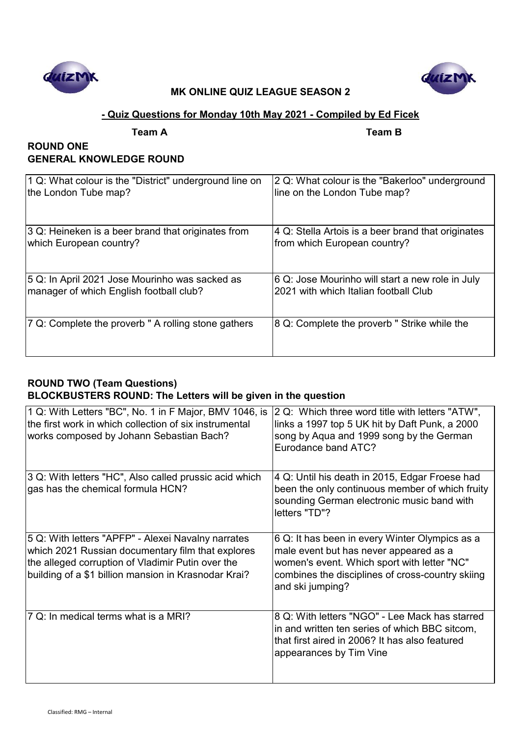## MK ONLINE QUIZ LEAGUE SEASON 2

### - Quiz Questions for Monday 10th May 2021 - Compiled by Ed Ficek

**Team A** | **Team B**

### ROUND ONE
### GENERAL KNOWLEDGE ROUND

| Team A | Team B |
|---|---|
| 1 Q: What colour is the "District" underground line on the London Tube map? | 2 Q: What colour is the "Bakerloo" underground line on the London Tube map? |
| 3 Q: Heineken is a beer brand that originates from which European country? | 4 Q: Stella Artois is a beer brand that originates from which European country? |
| 5 Q: In April 2021 Jose Mourinho was sacked as manager of which English football club? | 6 Q: Jose Mourinho will start a new role in July 2021 with which Italian football Club |
| 7 Q: Complete the proverb " A rolling stone gathers | 8 Q: Complete the proverb " Strike while the |

### ROUND TWO (Team Questions)
### BLOCKBUSTERS ROUND: The Letters will be given in the question

| Team A | Team B |
|---|---|
| 1 Q: With Letters "BC", No. 1 in F Major, BMV 1046, is the first work in which collection of six instrumental works composed by Johann Sebastian Bach? | 2 Q: Which three word title with letters "ATW", links a 1997 top 5 UK hit by Daft Punk, a 2000 song by Aqua and 1999 song by the German Eurodance band ATC? |
| 3 Q: With letters "HC", Also called prussic acid which gas has the chemical formula HCN? | 4 Q: Until his death in 2015, Edgar Froese had been the only continuous member of which fruity sounding German electronic music band with letters "TD"? |
| 5 Q: With letters "APFP" - Alexei Navalny narrates which 2021 Russian documentary film that explores the alleged corruption of Vladimir Putin over the building of a $1 billion mansion in Krasnodar Krai? | 6 Q: It has been in every Winter Olympics as a male event but has never appeared as a women's event. Which sport with letter "NC" combines the disciplines of cross-country skiing and ski jumping? |
| 7 Q: In medical terms what is a MRI? | 8 Q: With letters "NGO" - Lee Mack has starred in and written ten series of which BBC sitcom, that first aired in 2006? It has also featured appearances by Tim Vine |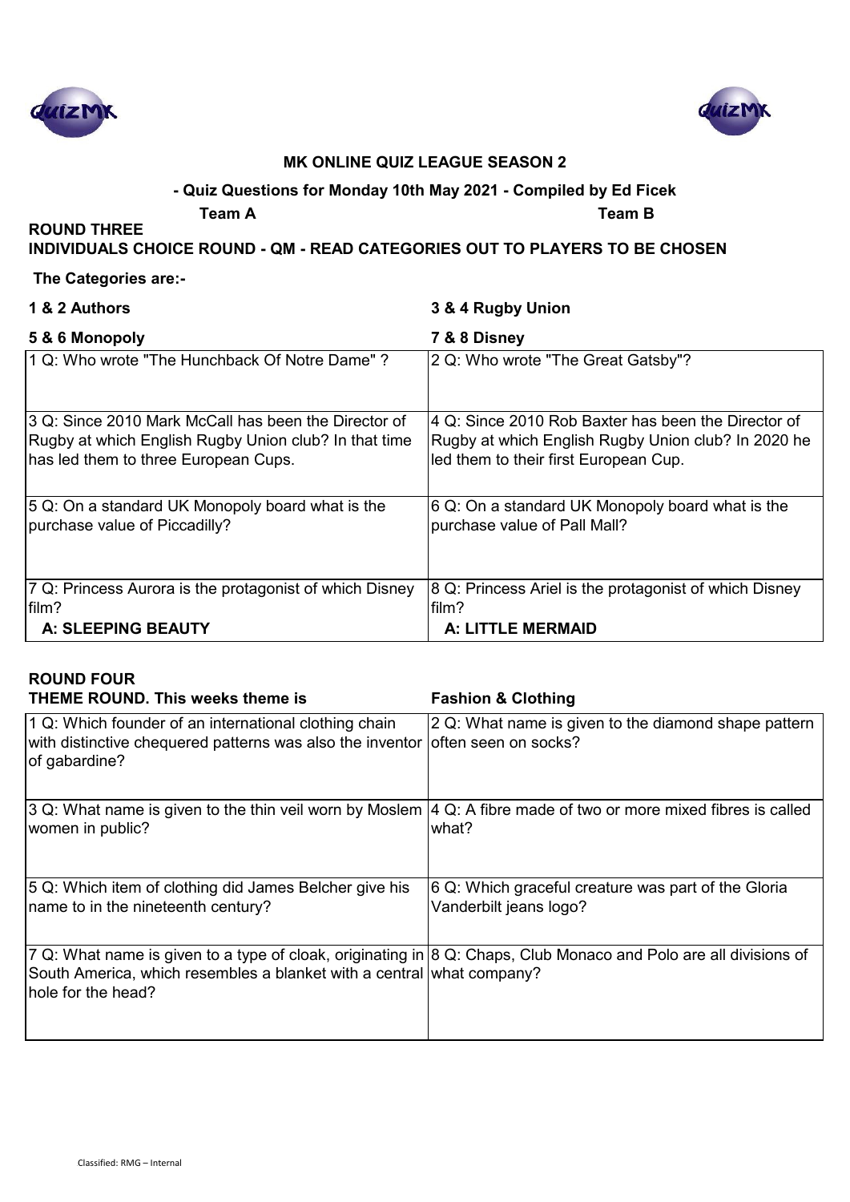**MK ONLINE QUIZ LEAGUE SEASON 2**

**- Quiz Questions for Monday 10th May 2021 - Compiled by Ed Ficek**

**Team A** **Team B**

**ROUND THREE**

**INDIVIDUALS CHOICE ROUND - QM - READ CATEGORIES OUT TO PLAYERS TO BE CHOSEN**

**The Categories are:-**

| **1 & 2 Authors** | **3 & 4 Rugby Union** |
|---|---|
| **5 & 6 Monopoly** | **7 & 8 Disney** |
| 1 Q: Who wrote "The Hunchback Of Notre Dame" ? | 2 Q: Who wrote "The Great Gatsby"? |
| 3 Q: Since 2010 Mark McCall has been the Director of Rugby at which English Rugby Union club? In that time has led them to three European Cups. | 4 Q: Since 2010 Rob Baxter has been the Director of Rugby at which English Rugby Union club? In 2020 he led them to their first European Cup. |
| 5 Q: On a standard UK Monopoly board what is the purchase value of Piccadilly? | 6 Q: On a standard UK Monopoly board what is the purchase value of Pall Mall? |
| 7 Q: Princess Aurora is the protagonist of which Disney film? **A: SLEEPING BEAUTY** | 8 Q: Princess Ariel is the protagonist of which Disney film? **A: LITTLE MERMAID** |

**ROUND FOUR**

| **THEME ROUND. This weeks theme is** | **Fashion & Clothing** |
|---|---|
| 1 Q: Which founder of an international clothing chain with distinctive chequered patterns was also the inventor of gabardine? | 2 Q: What name is given to the diamond shape pattern often seen on socks? |
| 3 Q: What name is given to the thin veil worn by Moslem women in public? | 4 Q: A fibre made of two or more mixed fibres is called what? |
| 5 Q: Which item of clothing did James Belcher give his name to in the nineteenth century? | 6 Q: Which graceful creature was part of the Gloria Vanderbilt jeans logo? |
| 7 Q: What name is given to a type of cloak, originating in South America, which resembles a blanket with a central hole for the head? | 8 Q: Chaps, Club Monaco and Polo are all divisions of what company? |

Classified: RMG – Internal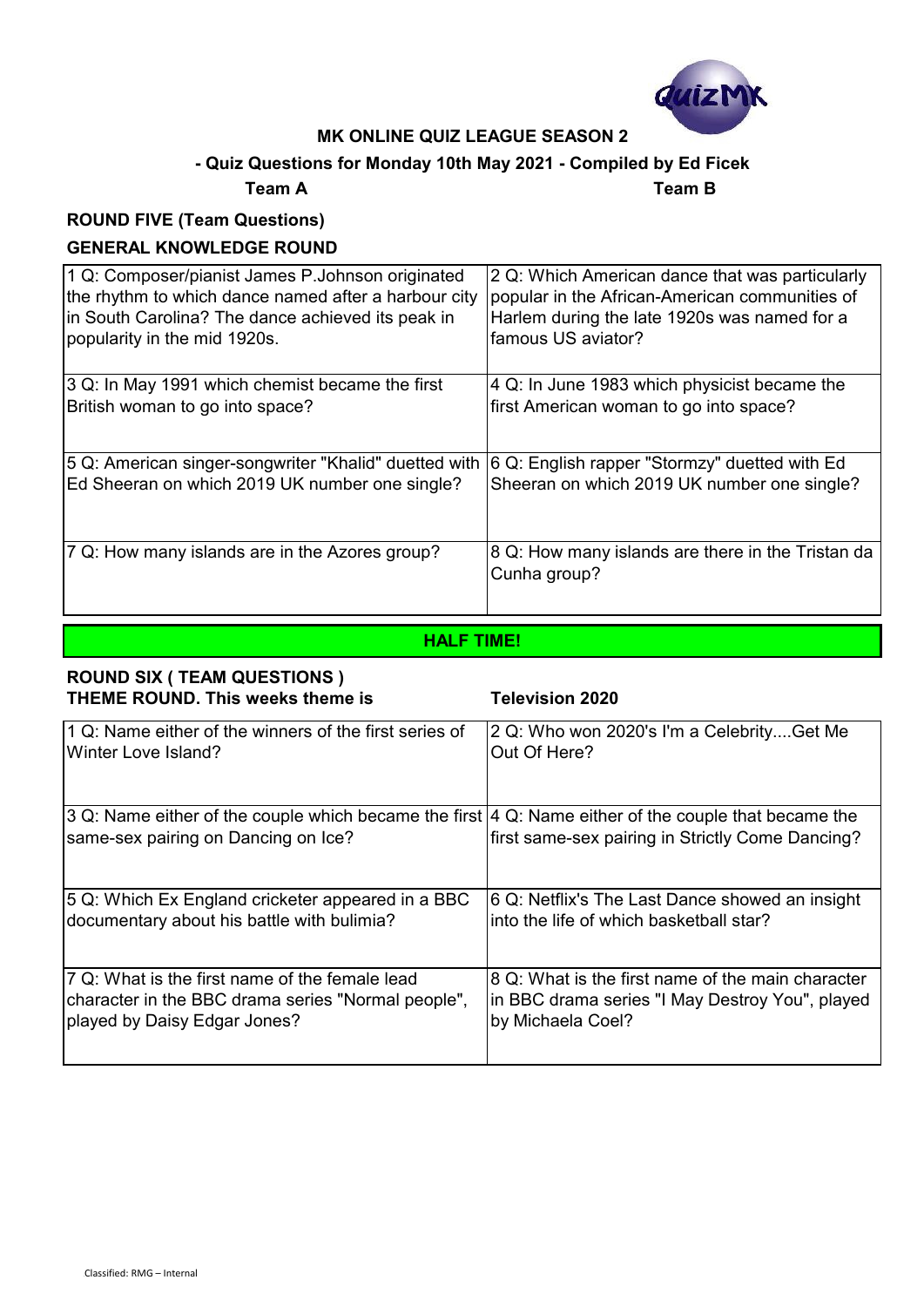## MK ONLINE QUIZ LEAGUE SEASON 2

**- Quiz Questions for Monday 10th May 2021 - Compiled by Ed Ficek**

**Team A** **Team B**

### ROUND FIVE (Team Questions)

### GENERAL KNOWLEDGE ROUND

| Team A | Team B |
|---|---|
| 1 Q: Composer/pianist James P.Johnson originated the rhythm to which dance named after a harbour city in South Carolina? The dance achieved its peak in popularity in the mid 1920s. | 2 Q: Which American dance that was particularly popular in the African-American communities of Harlem during the late 1920s was named for a famous US aviator? |
| 3 Q: In May 1991 which chemist became the first British woman to go into space? | 4 Q: In June 1983 which physicist became the first American woman to go into space? |
| 5 Q: American singer-songwriter "Khalid" duetted with Ed Sheeran on which 2019 UK number one single? | 6 Q: English rapper "Stormzy" duetted with Ed Sheeran on which 2019 UK number one single? |
| 7 Q: How many islands are in the Azores group? | 8 Q: How many islands are there in the Tristan da Cunha group? |

**HALF TIME!**

### ROUND SIX ( TEAM QUESTIONS )

**THEME ROUND. This weeks theme is** **Television 2020**

| Team A | Team B |
|---|---|
| 1 Q: Name either of the winners of the first series of Winter Love Island? | 2 Q: Who won 2020's I'm a Celebrity....Get Me Out Of Here? |
| 3 Q: Name either of the couple which became the first same-sex pairing on Dancing on Ice? | 4 Q: Name either of the couple that became the first same-sex pairing in Strictly Come Dancing? |
| 5 Q: Which Ex England cricketer appeared in a BBC documentary about his battle with bulimia? | 6 Q: Netflix's The Last Dance showed an insight into the life of which basketball star? |
| 7 Q: What is the first name of the female lead character in the BBC drama series "Normal people", played by Daisy Edgar Jones? | 8 Q: What is the first name of the main character in BBC drama series "I May Destroy You", played by Michaela Coel? |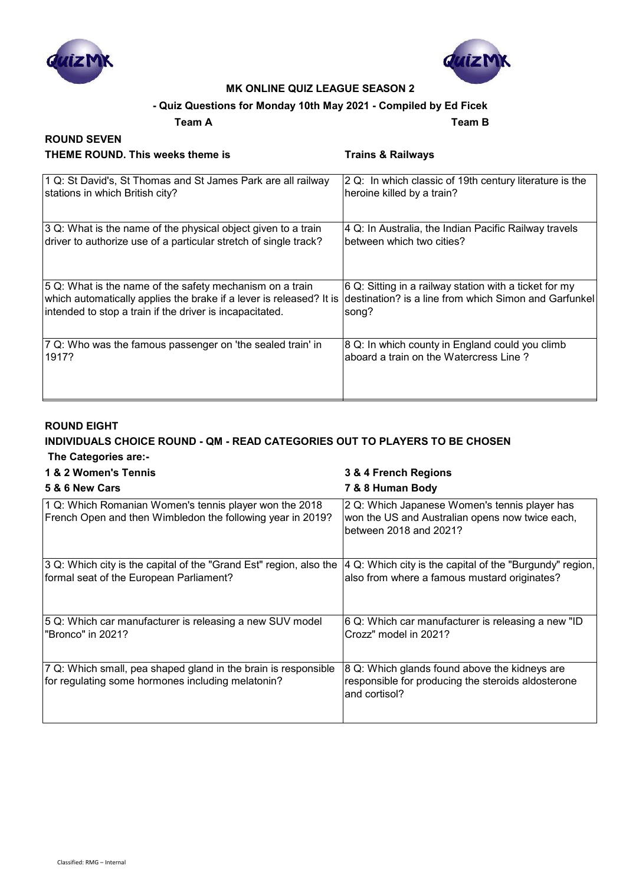**MK ONLINE QUIZ LEAGUE SEASON 2**

**- Quiz Questions for Monday 10th May 2021 - Compiled by Ed Ficek**

**Team A** **Team B**

## ROUND SEVEN

**THEME ROUND. This weeks theme is** **Trains & Railways**

| Team A | Team B |
|---|---|
| 1 Q: St David's, St Thomas and St James Park are all railway stations in which British city? | 2 Q: In which classic of 19th century literature is the heroine killed by a train? |
| 3 Q: What is the name of the physical object given to a train driver to authorize use of a particular stretch of single track? | 4 Q: In Australia, the Indian Pacific Railway travels between which two cities? |
| 5 Q: What is the name of the safety mechanism on a train which automatically applies the brake if a lever is released? It is intended to stop a train if the driver is incapacitated. | 6 Q: Sitting in a railway station with a ticket for my destination? is a line from which Simon and Garfunkel song? |
| 7 Q: Who was the famous passenger on 'the sealed train' in 1917? | 8 Q: In which county in England could you climb aboard a train on the Watercress Line ? |

## ROUND EIGHT

**INDIVIDUALS CHOICE ROUND - QM - READ CATEGORIES OUT TO PLAYERS TO BE CHOSEN**

**The Categories are:-**

**1 & 2 Women's Tennis** **3 & 4 French Regions**

**5 & 6 New Cars** **7 & 8 Human Body**

| Team A | Team B |
|---|---|
| 1 Q: Which Romanian Women's tennis player won the 2018 French Open and then Wimbledon the following year in 2019? | 2 Q: Which Japanese Women's tennis player has won the US and Australian opens now twice each, between 2018 and 2021? |
| 3 Q: Which city is the capital of the "Grand Est" region, also the formal seat of the European Parliament? | 4 Q: Which city is the capital of the "Burgundy" region, also from where a famous mustard originates? |
| 5 Q: Which car manufacturer is releasing a new SUV model "Bronco" in 2021? | 6 Q: Which car manufacturer is releasing a new "ID Crozz" model in 2021? |
| 7 Q: Which small, pea shaped gland in the brain is responsible for regulating some hormones including melatonin? | 8 Q: Which glands found above the kidneys are responsible for producing the steroids aldosterone and cortisol? |

Classified: RMG – Internal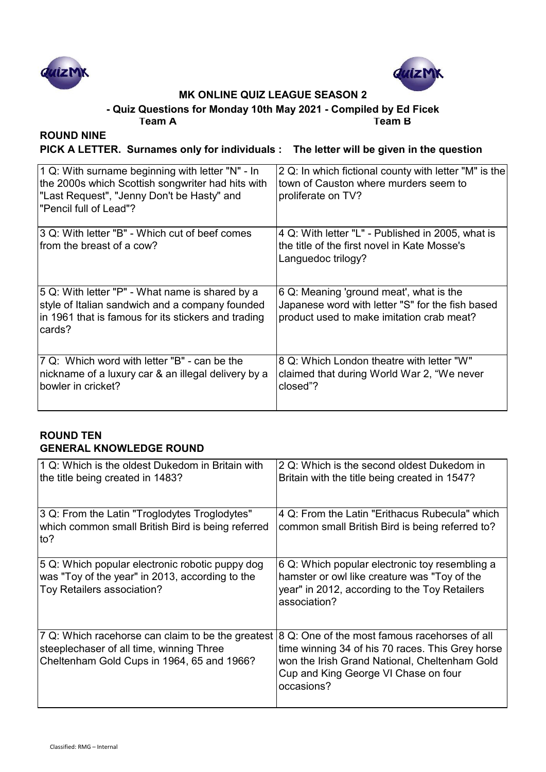**MK ONLINE QUIZ LEAGUE SEASON 2**

**- Quiz Questions for Monday 10th May 2021 - Compiled by Ed Ficek**

**Team A** **Team B**

## ROUND NINE

**PICK A LETTER. Surnames only for individuals : The letter will be given in the question**

| Team A | Team B |
|---|---|
| 1 Q: With surname beginning with letter "N" - In the 2000s which Scottish songwriter had hits with "Last Request", "Jenny Don't be Hasty" and "Pencil full of Lead"? | 2 Q: In which fictional county with letter "M" is the town of Causton where murders seem to proliferate on TV? |
| 3 Q: With letter "B" - Which cut of beef comes from the breast of a cow? | 4 Q: With letter "L" - Published in 2005, what is the title of the first novel in Kate Mosse's Languedoc trilogy? |
| 5 Q: With letter "P" - What name is shared by a style of Italian sandwich and a company founded in 1961 that is famous for its stickers and trading cards? | 6 Q: Meaning 'ground meat', what is the Japanese word with letter "S" for the fish based product used to make imitation crab meat? |
| 7 Q: Which word with letter "B" - can be the nickname of a luxury car & an illegal delivery by a bowler in cricket? | 8 Q: Which London theatre with letter "W" claimed that during World War 2, "We never closed"? |

## ROUND TEN

**GENERAL KNOWLEDGE ROUND**

| Team A | Team B |
|---|---|
| 1 Q: Which is the oldest Dukedom in Britain with the title being created in 1483? | 2 Q: Which is the second oldest Dukedom in Britain with the title being created in 1547? |
| 3 Q: From the Latin "Troglodytes Troglodytes" which common small British Bird is being referred to? | 4 Q: From the Latin "Erithacus Rubecula" which common small British Bird is being referred to? |
| 5 Q: Which popular electronic robotic puppy dog was "Toy of the year" in 2013, according to the Toy Retailers association? | 6 Q: Which popular electronic toy resembling a hamster or owl like creature was "Toy of the year" in 2012, according to the Toy Retailers association? |
| 7 Q: Which racehorse can claim to be the greatest steeplechaser of all time, winning Three Cheltenham Gold Cups in 1964, 65 and 1966? | 8 Q: One of the most famous racehorses of all time winning 34 of his 70 races. This Grey horse won the Irish Grand National, Cheltenham Gold Cup and King George VI Chase on four occasions? |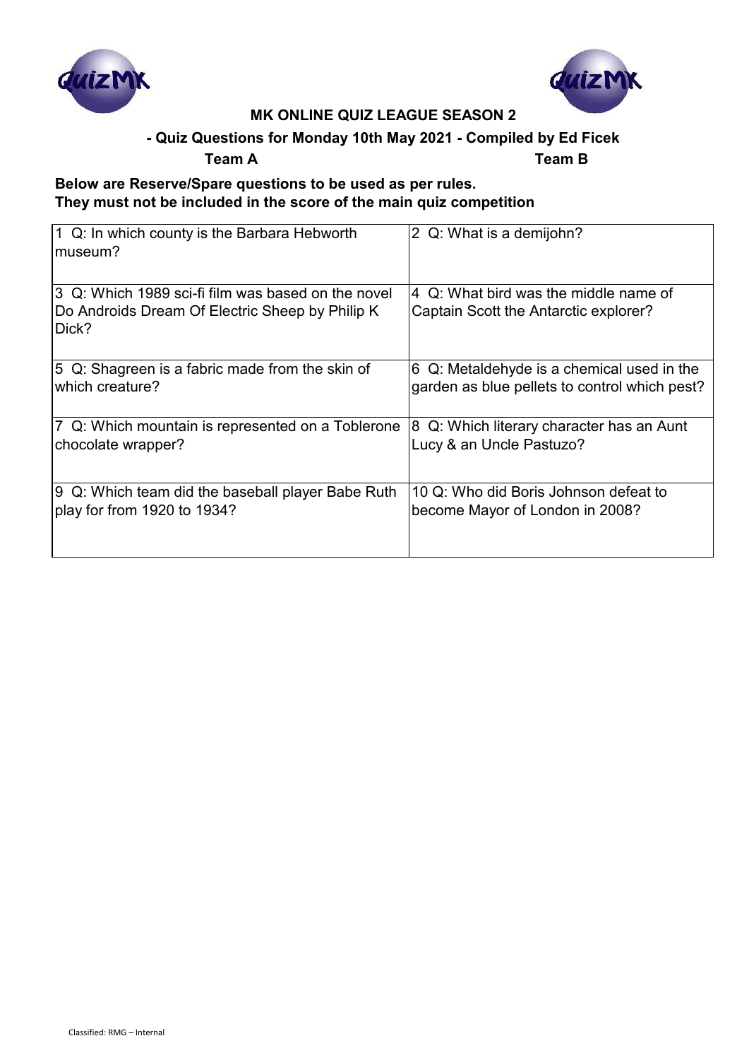**MK ONLINE QUIZ LEAGUE SEASON 2**

**- Quiz Questions for Monday 10th May 2021 - Compiled by Ed Ficek**

**Team A** **Team B**

**Below are Reserve/Spare questions to be used as per rules.**
**They must not be included in the score of the main quiz competition**

| | |
|---|---|
| 1 Q: In which county is the Barbara Hebworth museum? | 2 Q: What is a demijohn? |
| 3 Q: Which 1989 sci-fi film was based on the novel Do Androids Dream Of Electric Sheep by Philip K Dick? | 4 Q: What bird was the middle name of Captain Scott the Antarctic explorer? |
| 5 Q: Shagreen is a fabric made from the skin of which creature? | 6 Q: Metaldehyde is a chemical used in the garden as blue pellets to control which pest? |
| 7 Q: Which mountain is represented on a Toblerone chocolate wrapper? | 8 Q: Which literary character has an Aunt Lucy & an Uncle Pastuzo? |
| 9 Q: Which team did the baseball player Babe Ruth play for from 1920 to 1934? | 10 Q: Who did Boris Johnson defeat to become Mayor of London in 2008? |

Classified: RMG – Internal